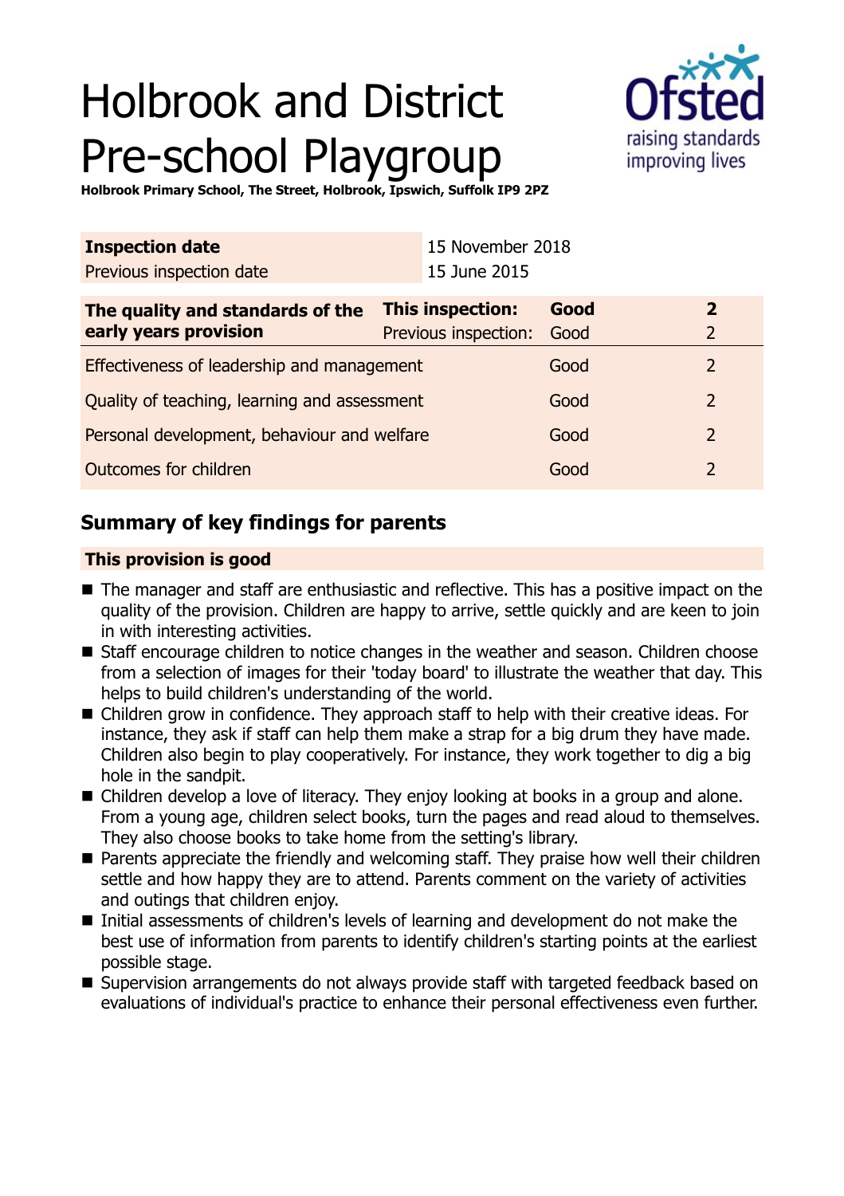# Holbrook and District Pre-school Playgroup

**Holbrook Primary School, The Street, Holbrook, Ipswich, Suffolk IP9 2PZ**

| **Inspection date** | 15 November 2018 |
|---|---|
| Previous inspection date | 15 June 2015 |

| **The quality and standards of the early years provision** | **This inspection:** | **Good** | **2** |
|---|---|---|---|
| | Previous inspection: | Good | 2 |
| Effectiveness of leadership and management | | Good | 2 |
| Quality of teaching, learning and assessment | | Good | 2 |
| Personal development, behaviour and welfare | | Good | 2 |
| Outcomes for children | | Good | 2 |

## Summary of key findings for parents

**This provision is good**

- The manager and staff are enthusiastic and reflective. This has a positive impact on the quality of the provision. Children are happy to arrive, settle quickly and are keen to join in with interesting activities.
- Staff encourage children to notice changes in the weather and season. Children choose from a selection of images for their 'today board' to illustrate the weather that day. This helps to build children's understanding of the world.
- Children grow in confidence. They approach staff to help with their creative ideas. For instance, they ask if staff can help them make a strap for a big drum they have made. Children also begin to play cooperatively. For instance, they work together to dig a big hole in the sandpit.
- Children develop a love of literacy. They enjoy looking at books in a group and alone. From a young age, children select books, turn the pages and read aloud to themselves. They also choose books to take home from the setting's library.
- Parents appreciate the friendly and welcoming staff. They praise how well their children settle and how happy they are to attend. Parents comment on the variety of activities and outings that children enjoy.
- Initial assessments of children's levels of learning and development do not make the best use of information from parents to identify children's starting points at the earliest possible stage.
- Supervision arrangements do not always provide staff with targeted feedback based on evaluations of individual's practice to enhance their personal effectiveness even further.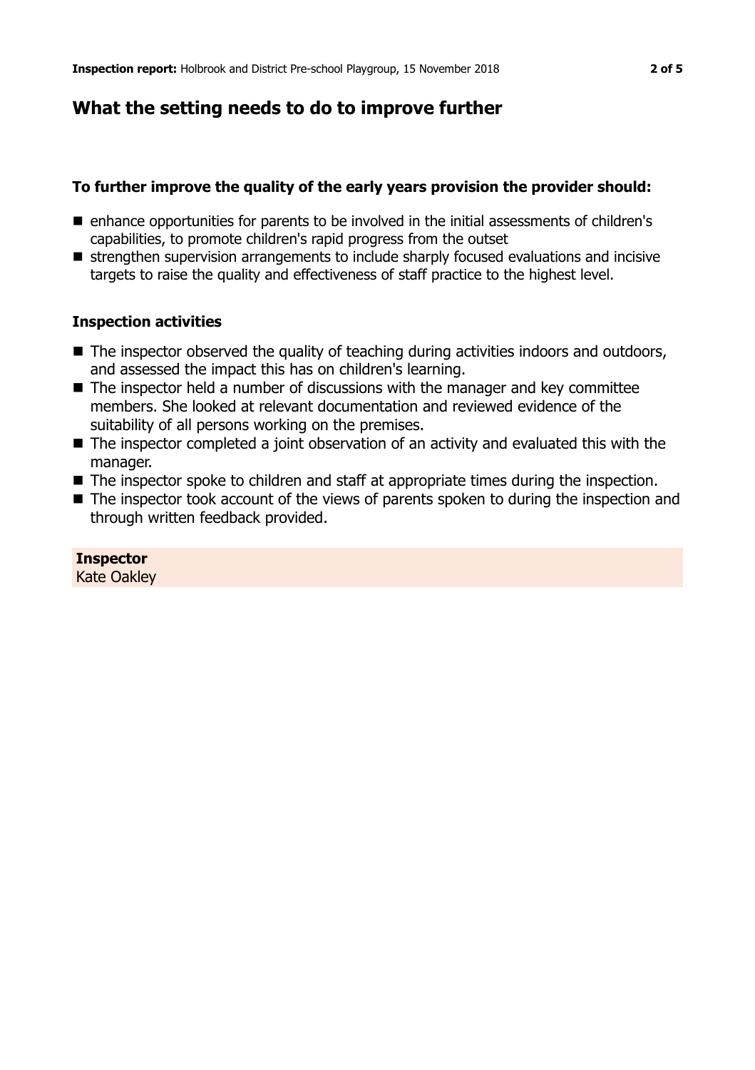## What the setting needs to do to improve further

### To further improve the quality of the early years provision the provider should:

- enhance opportunities for parents to be involved in the initial assessments of children's capabilities, to promote children's rapid progress from the outset
- strengthen supervision arrangements to include sharply focused evaluations and incisive targets to raise the quality and effectiveness of staff practice to the highest level.

### Inspection activities

- The inspector observed the quality of teaching during activities indoors and outdoors, and assessed the impact this has on children's learning.
- The inspector held a number of discussions with the manager and key committee members. She looked at relevant documentation and reviewed evidence of the suitability of all persons working on the premises.
- The inspector completed a joint observation of an activity and evaluated this with the manager.
- The inspector spoke to children and staff at appropriate times during the inspection.
- The inspector took account of the views of parents spoken to during the inspection and through written feedback provided.

**Inspector**
Kate Oakley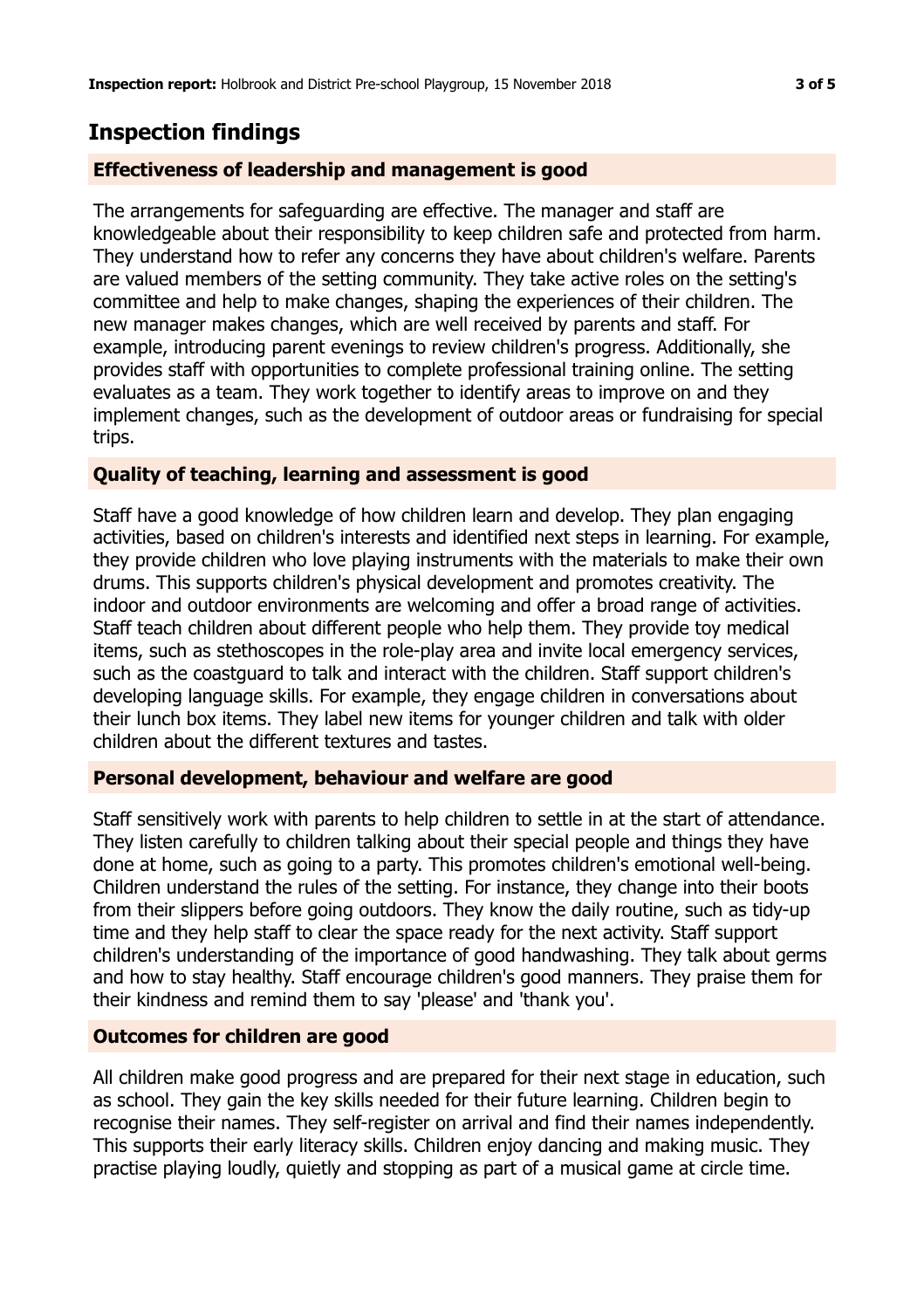## Inspection findings

### Effectiveness of leadership and management is good

The arrangements for safeguarding are effective. The manager and staff are knowledgeable about their responsibility to keep children safe and protected from harm. They understand how to refer any concerns they have about children's welfare. Parents are valued members of the setting community. They take active roles on the setting's committee and help to make changes, shaping the experiences of their children. The new manager makes changes, which are well received by parents and staff. For example, introducing parent evenings to review children's progress. Additionally, she provides staff with opportunities to complete professional training online. The setting evaluates as a team. They work together to identify areas to improve on and they implement changes, such as the development of outdoor areas or fundraising for special trips.

### Quality of teaching, learning and assessment is good

Staff have a good knowledge of how children learn and develop. They plan engaging activities, based on children's interests and identified next steps in learning. For example, they provide children who love playing instruments with the materials to make their own drums. This supports children's physical development and promotes creativity. The indoor and outdoor environments are welcoming and offer a broad range of activities. Staff teach children about different people who help them. They provide toy medical items, such as stethoscopes in the role-play area and invite local emergency services, such as the coastguard to talk and interact with the children. Staff support children's developing language skills. For example, they engage children in conversations about their lunch box items. They label new items for younger children and talk with older children about the different textures and tastes.

### Personal development, behaviour and welfare are good

Staff sensitively work with parents to help children to settle in at the start of attendance. They listen carefully to children talking about their special people and things they have done at home, such as going to a party. This promotes children's emotional well-being. Children understand the rules of the setting. For instance, they change into their boots from their slippers before going outdoors. They know the daily routine, such as tidy-up time and they help staff to clear the space ready for the next activity. Staff support children's understanding of the importance of good handwashing. They talk about germs and how to stay healthy. Staff encourage children's good manners. They praise them for their kindness and remind them to say 'please' and 'thank you'.

### Outcomes for children are good

All children make good progress and are prepared for their next stage in education, such as school. They gain the key skills needed for their future learning. Children begin to recognise their names. They self-register on arrival and find their names independently. This supports their early literacy skills. Children enjoy dancing and making music. They practise playing loudly, quietly and stopping as part of a musical game at circle time.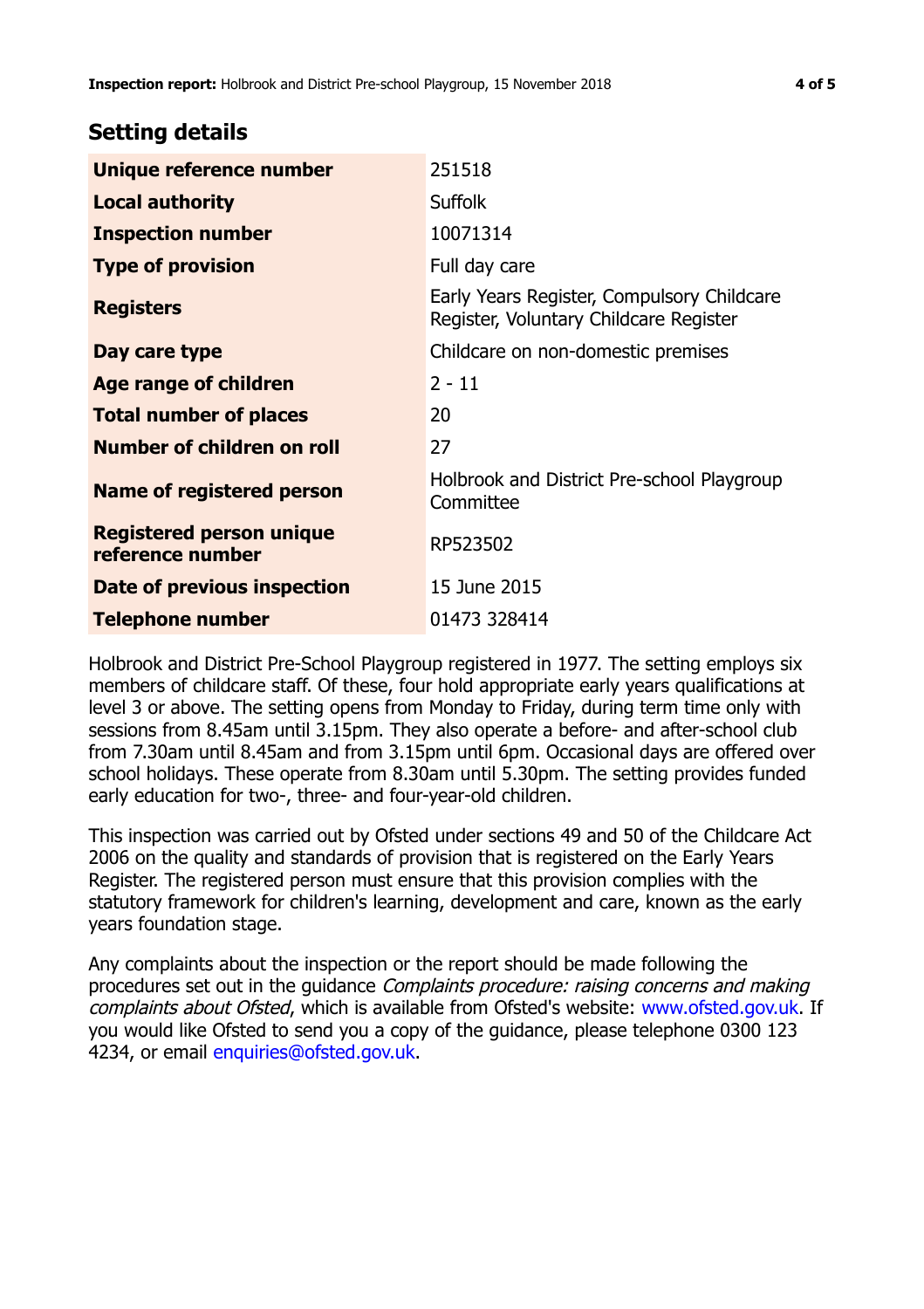## Setting details

| | |
|---|---|
| **Unique reference number** | 251518 |
| **Local authority** | Suffolk |
| **Inspection number** | 10071314 |
| **Type of provision** | Full day care |
| **Registers** | Early Years Register, Compulsory Childcare Register, Voluntary Childcare Register |
| **Day care type** | Childcare on non-domestic premises |
| **Age range of children** | 2 - 11 |
| **Total number of places** | 20 |
| **Number of children on roll** | 27 |
| **Name of registered person** | Holbrook and District Pre-school Playgroup Committee |
| **Registered person unique reference number** | RP523502 |
| **Date of previous inspection** | 15 June 2015 |
| **Telephone number** | 01473 328414 |

Holbrook and District Pre-School Playgroup registered in 1977. The setting employs six members of childcare staff. Of these, four hold appropriate early years qualifications at level 3 or above. The setting opens from Monday to Friday, during term time only with sessions from 8.45am until 3.15pm. They also operate a before- and after-school club from 7.30am until 8.45am and from 3.15pm until 6pm. Occasional days are offered over school holidays. These operate from 8.30am until 5.30pm. The setting provides funded early education for two-, three- and four-year-old children.

This inspection was carried out by Ofsted under sections 49 and 50 of the Childcare Act 2006 on the quality and standards of provision that is registered on the Early Years Register. The registered person must ensure that this provision complies with the statutory framework for children's learning, development and care, known as the early years foundation stage.

Any complaints about the inspection or the report should be made following the procedures set out in the guidance *Complaints procedure: raising concerns and making complaints about Ofsted*, which is available from Ofsted's website: www.ofsted.gov.uk. If you would like Ofsted to send you a copy of the guidance, please telephone 0300 123 4234, or email enquiries@ofsted.gov.uk.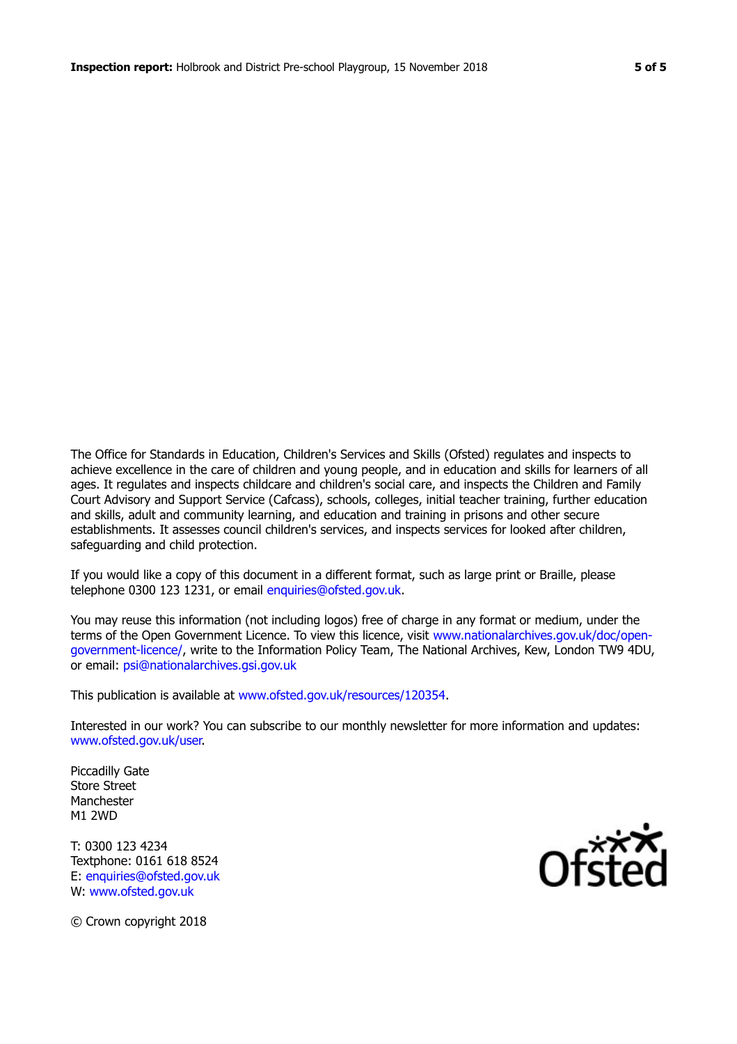The Office for Standards in Education, Children's Services and Skills (Ofsted) regulates and inspects to achieve excellence in the care of children and young people, and in education and skills for learners of all ages. It regulates and inspects childcare and children's social care, and inspects the Children and Family Court Advisory and Support Service (Cafcass), schools, colleges, initial teacher training, further education and skills, adult and community learning, and education and training in prisons and other secure establishments. It assesses council children's services, and inspects services for looked after children, safeguarding and child protection.

If you would like a copy of this document in a different format, such as large print or Braille, please telephone 0300 123 1231, or email enquiries@ofsted.gov.uk.

You may reuse this information (not including logos) free of charge in any format or medium, under the terms of the Open Government Licence. To view this licence, visit www.nationalarchives.gov.uk/doc/open-government-licence/, write to the Information Policy Team, The National Archives, Kew, London TW9 4DU, or email: psi@nationalarchives.gsi.gov.uk

This publication is available at www.ofsted.gov.uk/resources/120354.

Interested in our work? You can subscribe to our monthly newsletter for more information and updates: www.ofsted.gov.uk/user.

Piccadilly Gate
Store Street
Manchester
M1 2WD

T: 0300 123 4234
Textphone: 0161 618 8524
E: enquiries@ofsted.gov.uk
W: www.ofsted.gov.uk

© Crown copyright 2018